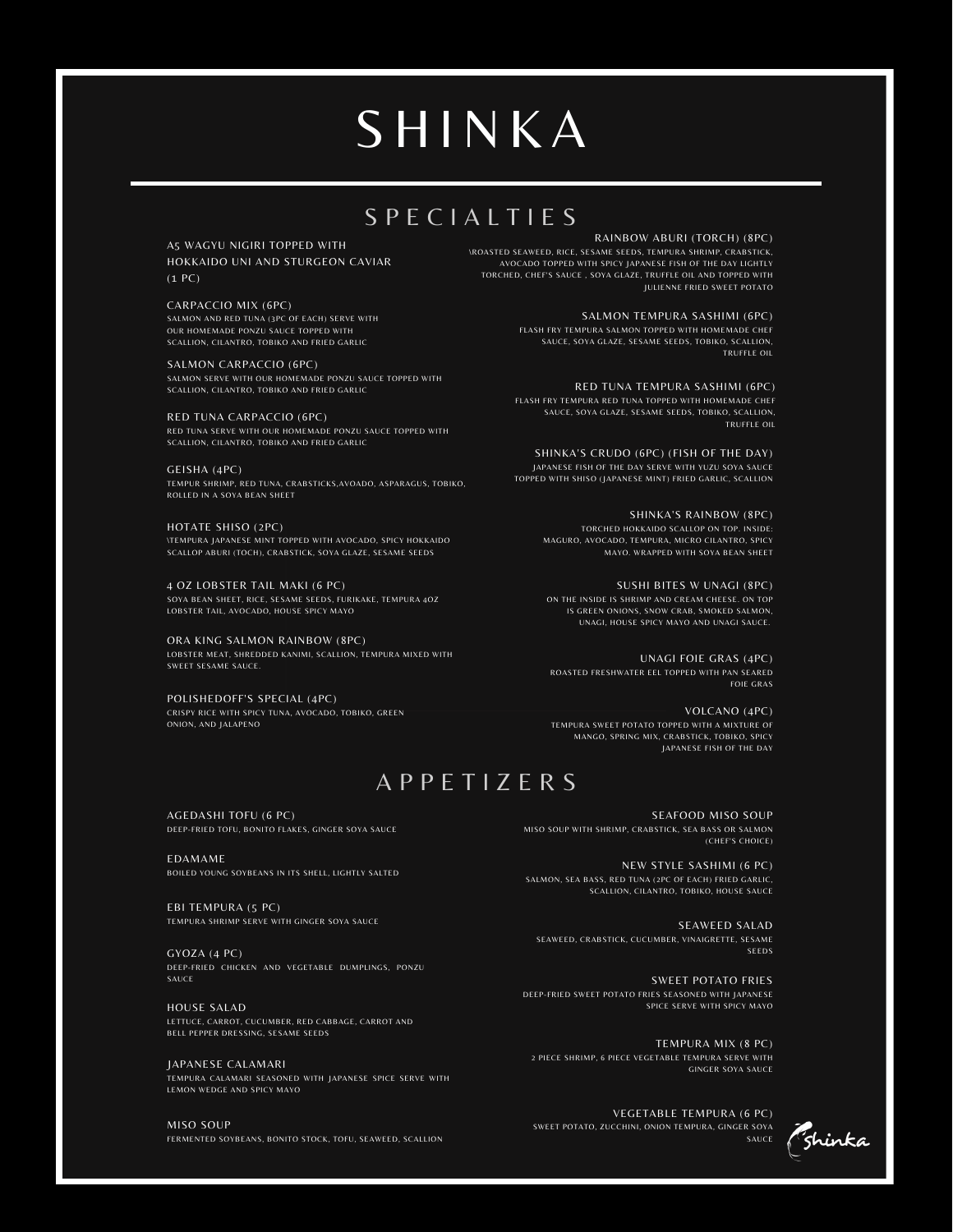# SHINKA

## SPECIALTIES

A5 WAGYU NIGIRI TOPPED WITH HOKKAIDO UNI AND STURGEON CAVIAR (1 PC)

CARPACCIO MIX (6PC)
SALMON AND RED TUNA (3PC OF EACH) SERVE WITH OUR HOMEMADE PONZU SAUCE TOPPED WITH SCALLION, CILANTRO, TOBIKO AND FRIED GARLIC

SALMON CARPACCIO (6PC)
SALMON SERVE WITH OUR HOMEMADE PONZU SAUCE TOPPED WITH SCALLION, CILANTRO, TOBIKO AND FRIED GARLIC

RED TUNA CARPACCIO (6PC)
RED TUNA SERVE WITH OUR HOMEMADE PONZU SAUCE TOPPED WITH SCALLION, CILANTRO, TOBIKO AND FRIED GARLIC

GEISHA (4PC)
TEMPUR SHRIMP, RED TUNA, CRABSTICKS,AVOADO, ASPARAGUS, TOBIKO, ROLLED IN A SOYA BEAN SHEET

HOTATE SHISO (2PC)
\TEMPURA JAPANESE MINT TOPPED WITH AVOCADO, SPICY HOKKAIDO SCALLOP ABURI (TOCH), CRABSTICK, SOYA GLAZE, SESAME SEEDS

4 OZ LOBSTER TAIL MAKI (6 PC)
SOYA BEAN SHEET, RICE, SESAME SEEDS, FURIKAKE, TEMPURA 4OZ LOBSTER TAIL, AVOCADO, HOUSE SPICY MAYO

ORA KING SALMON RAINBOW (8PC)
LOBSTER MEAT, SHREDDED KANIMI, SCALLION, TEMPURA MIXED WITH SWEET SESAME SAUCE.

POLISHEDOFF'S SPECIAL (4PC)
CRISPY RICE WITH SPICY TUNA, AVOCADO, TOBIKO, GREEN ONION, AND JALAPENO

RAINBOW ABURI (TORCH) (8PC)
\ROASTED SEAWEED, RICE, SESAME SEEDS, TEMPURA SHRIMP, CRABSTICK, AVOCADO TOPPED WITH SPICY JAPANESE FISH OF THE DAY LIGHTLY TORCHED, CHEF'S SAUCE , SOYA GLAZE, TRUFFLE OIL AND TOPPED WITH JULIENNE FRIED SWEET POTATO

SALMON TEMPURA SASHIMI (6PC)
FLASH FRY TEMPURA SALMON TOPPED WITH HOMEMADE CHEF SAUCE, SOYA GLAZE, SESAME SEEDS, TOBIKO, SCALLION, TRUFFLE OIL

RED TUNA TEMPURA SASHIMI (6PC)
FLASH FRY TEMPURA RED TUNA TOPPED WITH HOMEMADE CHEF SAUCE, SOYA GLAZE, SESAME SEEDS, TOBIKO, SCALLION, TRUFFLE OIL

SHINKA'S CRUDO (6PC) (FISH OF THE DAY)
JAPANESE FISH OF THE DAY SERVE WITH YUZU SOYA SAUCE TOPPED WITH SHISO (JAPANESE MINT) FRIED GARLIC, SCALLION

SHINKA'S RAINBOW (8PC)
TORCHED HOKKAIDO SCALLOP ON TOP. INSIDE: MAGURO, AVOCADO, TEMPURA, MICRO CILANTRO, SPICY MAYO. WRAPPED WITH SOYA BEAN SHEET

SUSHI BITES W UNAGI (8PC)
ON THE INSIDE IS SHRIMP AND CREAM CHEESE. ON TOP IS GREEN ONIONS, SNOW CRAB, SMOKED SALMON, UNAGI, HOUSE SPICY MAYO AND UNAGI SAUCE.

UNAGI FOIE GRAS (4PC)
ROASTED FRESHWATER EEL TOPPED WITH PAN SEARED FOIE GRAS

VOLCANO (4PC)
TEMPURA SWEET POTATO TOPPED WITH A MIXTURE OF MANGO, SPRING MIX, CRABSTICK, TOBIKO, SPICY JAPANESE FISH OF THE DAY

## APPETIZERS

AGEDASHI TOFU (6 PC)
DEEP-FRIED TOFU, BONITO FLAKES, GINGER SOYA SAUCE

EDAMAME
BOILED YOUNG SOYBEANS IN ITS SHELL, LIGHTLY SALTED

EBI TEMPURA (5 PC)
TEMPURA SHRIMP SERVE WITH GINGER SOYA SAUCE

GYOZA (4 PC)
DEEP-FRIED CHICKEN AND VEGETABLE DUMPLINGS, PONZU SAUCE

HOUSE SALAD
LETTUCE, CARROT, CUCUMBER, RED CABBAGE, CARROT AND BELL PEPPER DRESSING, SESAME SEEDS

JAPANESE CALAMARI
TEMPURA CALAMARI SEASONED WITH JAPANESE SPICE SERVE WITH LEMON WEDGE AND SPICY MAYO

MISO SOUP
FERMENTED SOYBEANS, BONITO STOCK, TOFU, SEAWEED, SCALLION

SEAFOOD MISO SOUP
MISO SOUP WITH SHRIMP, CRABSTICK, SEA BASS OR SALMON (CHEF'S CHOICE)

NEW STYLE SASHIMI (6 PC)
SALMON, SEA BASS, RED TUNA (2PC OF EACH) FRIED GARLIC, SCALLION, CILANTRO, TOBIKO, HOUSE SAUCE

SEAWEED SALAD
SEAWEED, CRABSTICK, CUCUMBER, VINAIGRETTE, SESAME SEEDS

SWEET POTATO FRIES
DEEP-FRIED SWEET POTATO FRIES SEASONED WITH JAPANESE SPICE SERVE WITH SPICY MAYO

TEMPURA MIX (8 PC)
2 PIECE SHRIMP, 6 PIECE VEGETABLE TEMPURA SERVE WITH GINGER SOYA SAUCE

VEGETABLE TEMPURA (6 PC)
SWEET POTATO, ZUCCHINI, ONION TEMPURA, GINGER SOYA SAUCE

Shinka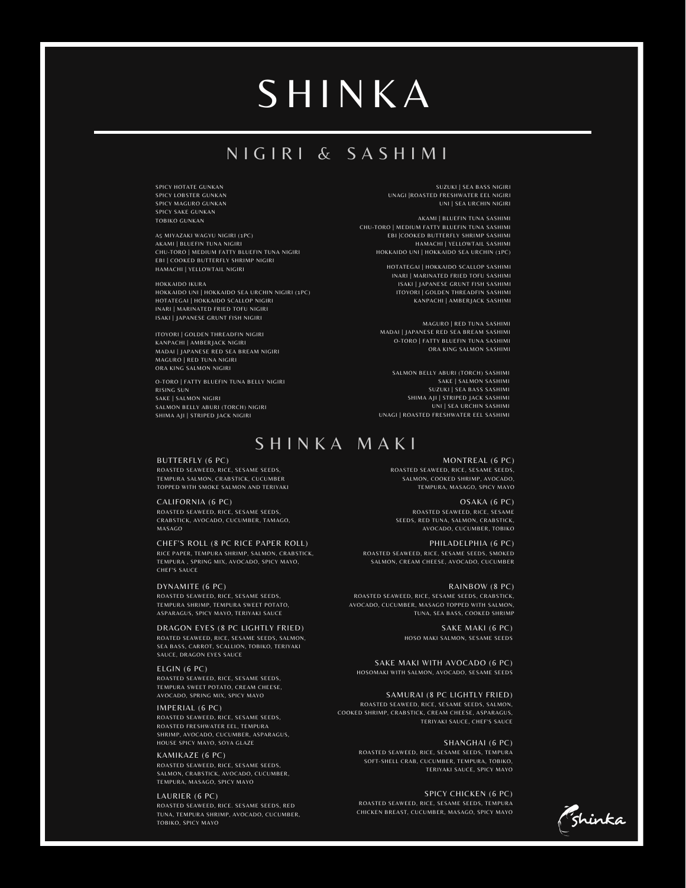# SHINKA

## NIGIRI & SASHIMI

SPICY HOTATE GUNKAN
SPICY LOBSTER GUNKAN
SPICY MAGURO GUNKAN
SPICY SAKE GUNKAN
TOBIKO GUNKAN

A5 MIYAZAKI WAGYU NIGIRI (1PC)
AKAMI | BLUEFIN TUNA NIGIRI
CHU-TORO | MEDIUM FATTY BLUEFIN TUNA NIGIRI
EBI | COOKED BUTTERFLY SHRIMP NIGIRI
HAMACHI | YELLOWTAIL NIGIRI

HOKKAIDO IKURA
HOKKAIDO UNI | HOKKAIDO SEA URCHIN NIGIRI (1PC)
HOTATEGAI | HOKKAIDO SCALLOP NIGIRI
INARI | MARINATED FRIED TOFU NIGIRI
ISAKI | JAPANESE GRUNT FISH NIGIRI

ITOYORI | GOLDEN THREADFIN NIGIRI
KANPACHI | AMBERJACK NIGIRI
MADAI | JAPANESE RED SEA BREAM NIGIRI
MAGURO | RED TUNA NIGIRI
ORA KING SALMON NIGIRI

O-TORO | FATTY BLUEFIN TUNA BELLY NIGIRI
RISING SUN
SAKE | SALMON NIGIRI
SALMON BELLY ABURI (TORCH) NIGIRI
SHIMA AJI | STRIPED JACK NIGIRI

SUZUKI | SEA BASS NIGIRI
UNAGI |ROASTED FRESHWATER EEL NIGIRI
UNI | SEA URCHIN NIGIRI

AKAMI | BLUEFIN TUNA SASHIMI
CHU-TORO | MEDIUM FATTY BLUEFIN TUNA SASHIMI
EBI |COOKED BUTTERFLY SHRIMP SASHIMI
HAMACHI | YELLOWTAIL SASHIMI
HOKKAIDO UNI | HOKKAIDO SEA URCHIN (1PC)

HOTATEGAI | HOKKAIDO SCALLOP SASHIMI
INARI | MARINATED FRIED TOFU SASHIMI
ISAKI | JAPANESE GRUNT FISH SASHIMI
ITOYORI | GOLDEN THREADFIN SASHIMI
KANPACHI | AMBERJACK SASHIMI

MAGURO | RED TUNA SASHIMI
MADAI | JAPANESE RED SEA BREAM SASHIMI
O-TORO | FATTY BLUEFIN TUNA SASHIMI
ORA KING SALMON SASHIMI

SALMON BELLY ABURI (TORCH) SASHIMI
SAKE | SALMON SASHIMI
SUZUKI | SEA BASS SASHIMI
SHIMA AJI | STRIPED JACK SASHIMI
UNI | SEA URCHIN SASHIMI
UNAGI | ROASTED FRESHWATER EEL SASHIMI

## SHINKA MAKI

**BUTTERFLY (6 PC)**
ROASTED SEAWEED, RICE, SESAME SEEDS, TEMPURA SALMON, CRABSTICK, CUCUMBER TOPPED WITH SMOKE SALMON AND TERIYAKI

**CALIFORNIA (6 PC)**
ROASTED SEAWEED, RICE, SESAME SEEDS, CRABSTICK, AVOCADO, CUCUMBER, TAMAGO, MASAGO

**CHEF'S ROLL (8 PC RICE PAPER ROLL)**
RICE PAPER, TEMPURA SHRIMP, SALMON, CRABSTICK, TEMPURA , SPRING MIX, AVOCADO, SPICY MAYO, CHEF'S SAUCE

**DYNAMITE (6 PC)**
ROASTED SEAWEED, RICE, SESAME SEEDS, TEMPURA SHRIMP, TEMPURA SWEET POTATO, ASPARAGUS, SPICY MAYO, TERIYAKI SAUCE

**DRAGON EYES (8 PC LIGHTLY FRIED)**
ROATED SEAWEED, RICE, SESAME SEEDS, SALMON, SEA BASS, CARROT, SCALLION, TOBIKO, TERIYAKI SAUCE, DRAGON EYES SAUCE

**ELGIN (6 PC)**
ROASTED SEAWEED, RICE, SESAME SEEDS, TEMPURA SWEET POTATO, CREAM CHEESE, AVOCADO, SPRING MIX, SPICY MAYO

**IMPERIAL (6 PC)**
ROASTED SEAWEED, RICE, SESAME SEEDS, ROASTED FRESHWATER EEL, TEMPURA SHRIMP, AVOCADO, CUCUMBER, ASPARAGUS, HOUSE SPICY MAYO, SOYA GLAZE

**KAMIKAZE (6 PC)**
ROASTED SEAWEED, RICE, SESAME SEEDS, SALMON, CRABSTICK, AVOCADO, CUCUMBER, TEMPURA, MASAGO, SPICY MAYO

**LAURIER (6 PC)**
ROASTED SEAWEED, RICE. SESAME SEEDS, RED TUNA, TEMPURA SHRIMP, AVOCADO, CUCUMBER, TOBIKO, SPICY MAYO

**MONTREAL (6 PC)**
ROASTED SEAWEED, RICE, SESAME SEEDS, SALMON, COOKED SHRIMP, AVOCADO, TEMPURA, MASAGO, SPICY MAYO

**OSAKA (6 PC)**
ROASTED SEAWEED, RICE, SESAME SEEDS, RED TUNA, SALMON, CRABSTICK, AVOCADO, CUCUMBER, TOBIKO

**PHILADELPHIA (6 PC)**
ROASTED SEAWEED, RICE, SESAME SEEDS, SMOKED SALMON, CREAM CHEESE, AVOCADO, CUCUMBER

**RAINBOW (8 PC)**
ROASTED SEAWEED, RICE, SESAME SEEDS, CRABSTICK, AVOCADO, CUCUMBER, MASAGO TOPPED WITH SALMON, TUNA, SEA BASS, COOKED SHRIMP

**SAKE MAKI (6 PC)**
HOSO MAKI SALMON, SESAME SEEDS

**SAKE MAKI WITH AVOCADO (6 PC)**
HOSOMAKI WITH SALMON, AVOCADO, SESAME SEEDS

**SAMURAI (8 PC LIGHTLY FRIED)**
ROASTED SEAWEED, RICE, SESAME SEEDS, SALMON, COOKED SHRIMP, CRABSTICK, CREAM CHEESE, ASPARAGUS, TERIYAKI SAUCE, CHEF'S SAUCE

**SHANGHAI (6 PC)**
ROASTED SEAWEED, RICE, SESAME SEEDS, TEMPURA SOFT-SHELL CRAB, CUCUMBER, TEMPURA, TOBIKO, TERIYAKI SAUCE, SPICY MAYO

**SPICY CHICKEN (6 PC)**
ROASTED SEAWEED, RICE, SESAME SEEDS, TEMPURA CHICKEN BREAST, CUCUMBER, MASAGO, SPICY MAYO

Shinka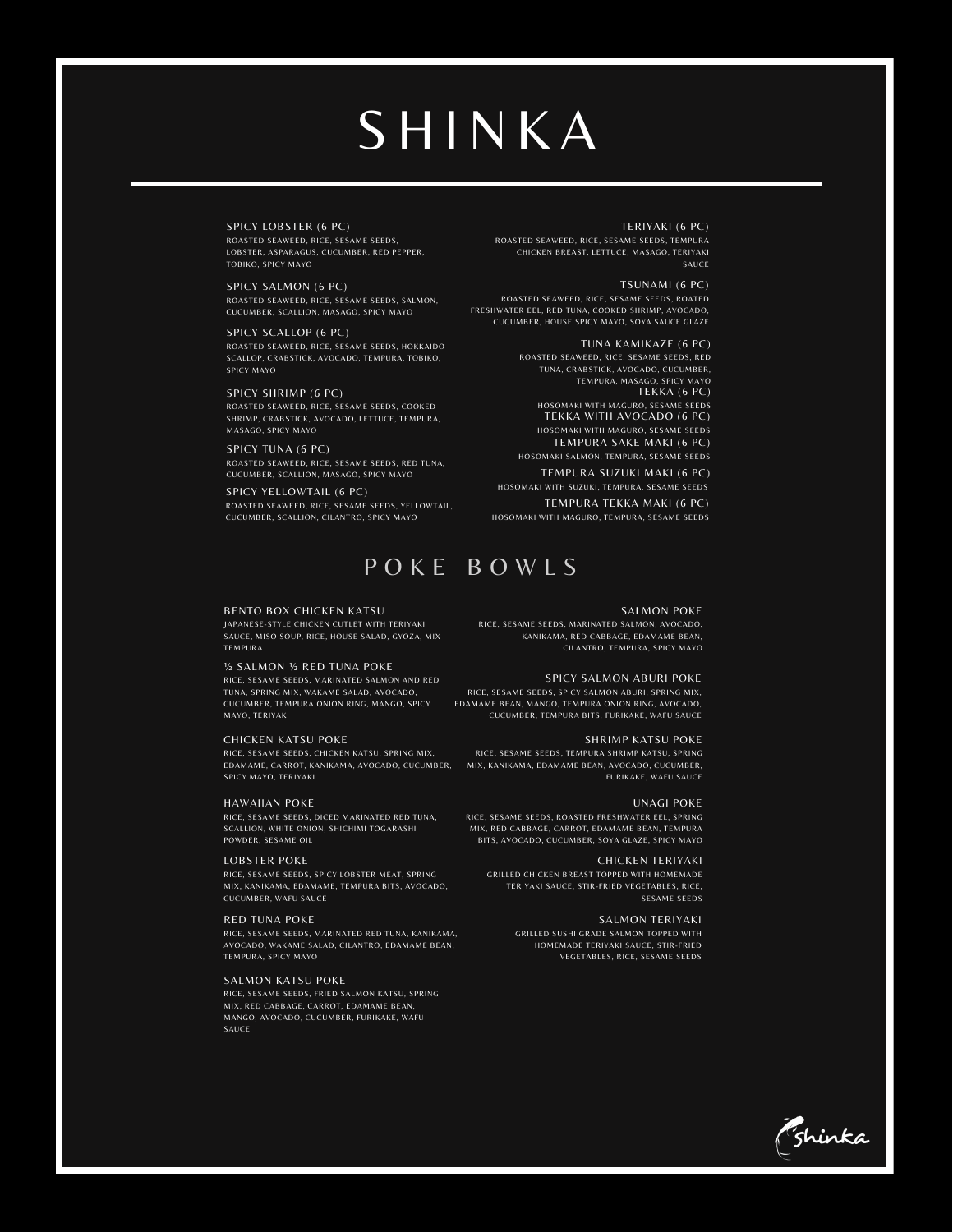# SHINKA

**SPICY LOBSTER (6 PC)**
ROASTED SEAWEED, RICE, SESAME SEEDS, LOBSTER, ASPARAGUS, CUCUMBER, RED PEPPER, TOBIKO, SPICY MAYO

**SPICY SALMON (6 PC)**
ROASTED SEAWEED, RICE, SESAME SEEDS, SALMON, CUCUMBER, SCALLION, MASAGO, SPICY MAYO

**SPICY SCALLOP (6 PC)**
ROASTED SEAWEED, RICE, SESAME SEEDS, HOKKAIDO SCALLOP, CRABSTICK, AVOCADO, TEMPURA, TOBIKO, SPICY MAYO

**SPICY SHRIMP (6 PC)**
ROASTED SEAWEED, RICE, SESAME SEEDS, COOKED SHRIMP, CRABSTICK, AVOCADO, LETTUCE, TEMPURA, MASAGO, SPICY MAYO

**SPICY TUNA (6 PC)**
ROASTED SEAWEED, RICE, SESAME SEEDS, RED TUNA, CUCUMBER, SCALLION, MASAGO, SPICY MAYO

**SPICY YELLOWTAIL (6 PC)**
ROASTED SEAWEED, RICE, SESAME SEEDS, YELLOWTAIL, CUCUMBER, SCALLION, CILANTRO, SPICY MAYO

**TERIYAKI (6 PC)**
ROASTED SEAWEED, RICE, SESAME SEEDS, TEMPURA CHICKEN BREAST, LETTUCE, MASAGO, TERIYAKI SAUCE

**TSUNAMI (6 PC)**
ROASTED SEAWEED, RICE, SESAME SEEDS, ROATED FRESHWATER EEL, RED TUNA, COOKED SHRIMP, AVOCADO, CUCUMBER, HOUSE SPICY MAYO, SOYA SAUCE GLAZE

**TUNA KAMIKAZE (6 PC)**
ROASTED SEAWEED, RICE, SESAME SEEDS, RED TUNA, CRABSTICK, AVOCADO, CUCUMBER, TEMPURA, MASAGO, SPICY MAYO

**TEKKA (6 PC)**
HOSOMAKI WITH MAGURO, SESAME SEEDS

**TEKKA WITH AVOCADO (6 PC)**
HOSOMAKI WITH MAGURO, SESAME SEEDS

**TEMPURA SAKE MAKI (6 PC)**
HOSOMAKI SALMON, TEMPURA, SESAME SEEDS

**TEMPURA SUZUKI MAKI (6 PC)**
HOSOMAKI WITH SUZUKI, TEMPURA, SESAME SEEDS

**TEMPURA TEKKA MAKI (6 PC)**
HOSOMAKI WITH MAGURO, TEMPURA, SESAME SEEDS

## POKE BOWLS

**BENTO BOX CHICKEN KATSU**
JAPANESE-STYLE CHICKEN CUTLET WITH TERIYAKI SAUCE, MISO SOUP, RICE, HOUSE SALAD, GYOZA, MIX TEMPURA

**½ SALMON ½ RED TUNA POKE**
RICE, SESAME SEEDS, MARINATED SALMON AND RED TUNA, SPRING MIX, WAKAME SALAD, AVOCADO, CUCUMBER, TEMPURA ONION RING, MANGO, SPICY MAYO, TERIYAKI

**CHICKEN KATSU POKE**
RICE, SESAME SEEDS, CHICKEN KATSU, SPRING MIX, EDAMAME, CARROT, KANIKAMA, AVOCADO, CUCUMBER, SPICY MAYO, TERIYAKI

**HAWAIIAN POKE**
RICE, SESAME SEEDS, DICED MARINATED RED TUNA, SCALLION, WHITE ONION, SHICHIMI TOGARASHI POWDER, SESAME OIL

**LOBSTER POKE**
RICE, SESAME SEEDS, SPICY LOBSTER MEAT, SPRING MIX, KANIKAMA, EDAMAME, TEMPURA BITS, AVOCADO, CUCUMBER, WAFU SAUCE

**RED TUNA POKE**
RICE, SESAME SEEDS, MARINATED RED TUNA, KANIKAMA, AVOCADO, WAKAME SALAD, CILANTRO, EDAMAME BEAN, TEMPURA, SPICY MAYO

**SALMON KATSU POKE**
RICE, SESAME SEEDS, FRIED SALMON KATSU, SPRING MIX, RED CABBAGE, CARROT, EDAMAME BEAN, MANGO, AVOCADO, CUCUMBER, FURIKAKE, WAFU SAUCE

**SALMON POKE**
RICE, SESAME SEEDS, MARINATED SALMON, AVOCADO, KANIKAMA, RED CABBAGE, EDAMAME BEAN, CILANTRO, TEMPURA, SPICY MAYO

**SPICY SALMON ABURI POKE**
RICE, SESAME SEEDS, SPICY SALMON ABURI, SPRING MIX, EDAMAME BEAN, MANGO, TEMPURA ONION RING, AVOCADO, CUCUMBER, TEMPURA BITS, FURIKAKE, WAFU SAUCE

**SHRIMP KATSU POKE**
RICE, SESAME SEEDS, TEMPURA SHRIMP KATSU, SPRING MIX, KANIKAMA, EDAMAME BEAN, AVOCADO, CUCUMBER, FURIKAKE, WAFU SAUCE

**UNAGI POKE**
RICE, SESAME SEEDS, ROASTED FRESHWATER EEL, SPRING MIX, RED CABBAGE, CARROT, EDAMAME BEAN, TEMPURA BITS, AVOCADO, CUCUMBER, SOYA GLAZE, SPICY MAYO

**CHICKEN TERIYAKI**
GRILLED CHICKEN BREAST TOPPED WITH HOMEMADE TERIYAKI SAUCE, STIR-FRIED VEGETABLES, RICE, SESAME SEEDS

**SALMON TERIYAKI**
GRILLED SUSHI GRADE SALMON TOPPED WITH HOMEMADE TERIYAKI SAUCE, STIR-FRIED VEGETABLES, RICE, SESAME SEEDS

Shinka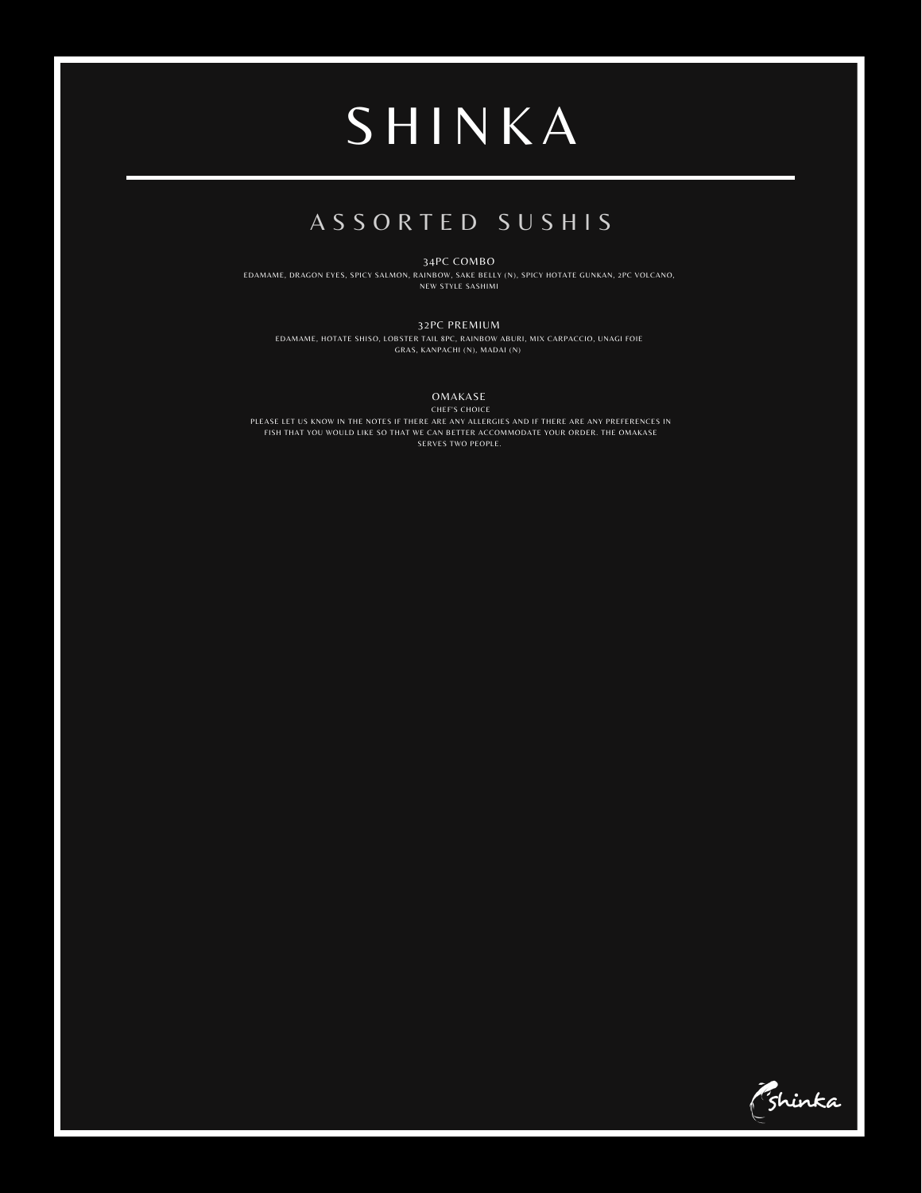# SHINKA

## ASSORTED SUSHIS

### 34PC COMBO

EDAMAME, DRAGON EYES, SPICY SALMON, RAINBOW, SAKE BELLY (N), SPICY HOTATE GUNKAN, 2PC VOLCANO, NEW STYLE SASHIMI

### 32PC PREMIUM

EDAMAME, HOTATE SHISO, LOBSTER TAIL 8PC, RAINBOW ABURI, MIX CARPACCIO, UNAGI FOIE GRAS, KANPACHI (N), MADAI (N)

### OMAKASE

CHEF'S CHOICE

PLEASE LET US KNOW IN THE NOTES IF THERE ARE ANY ALLERGIES AND IF THERE ARE ANY PREFERENCES IN FISH THAT YOU WOULD LIKE SO THAT WE CAN BETTER ACCOMMODATE YOUR ORDER. THE OMAKASE SERVES TWO PEOPLE.